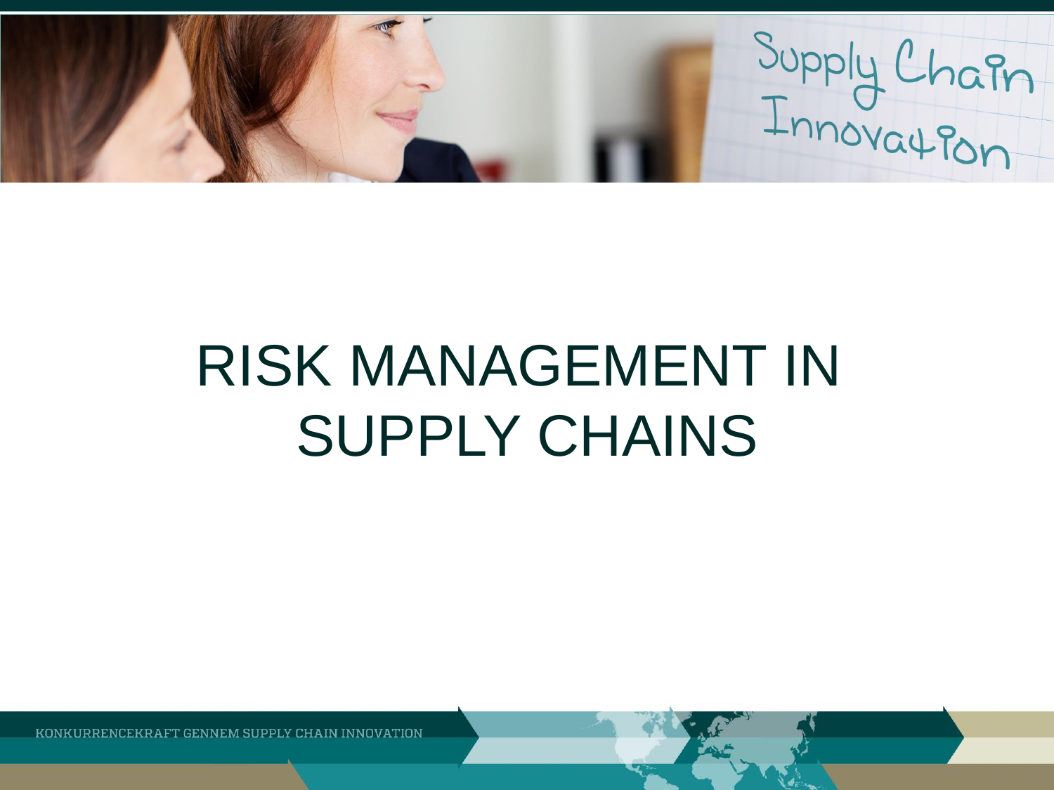# RISK MANAGEMENT IN SUPPLY CHAINS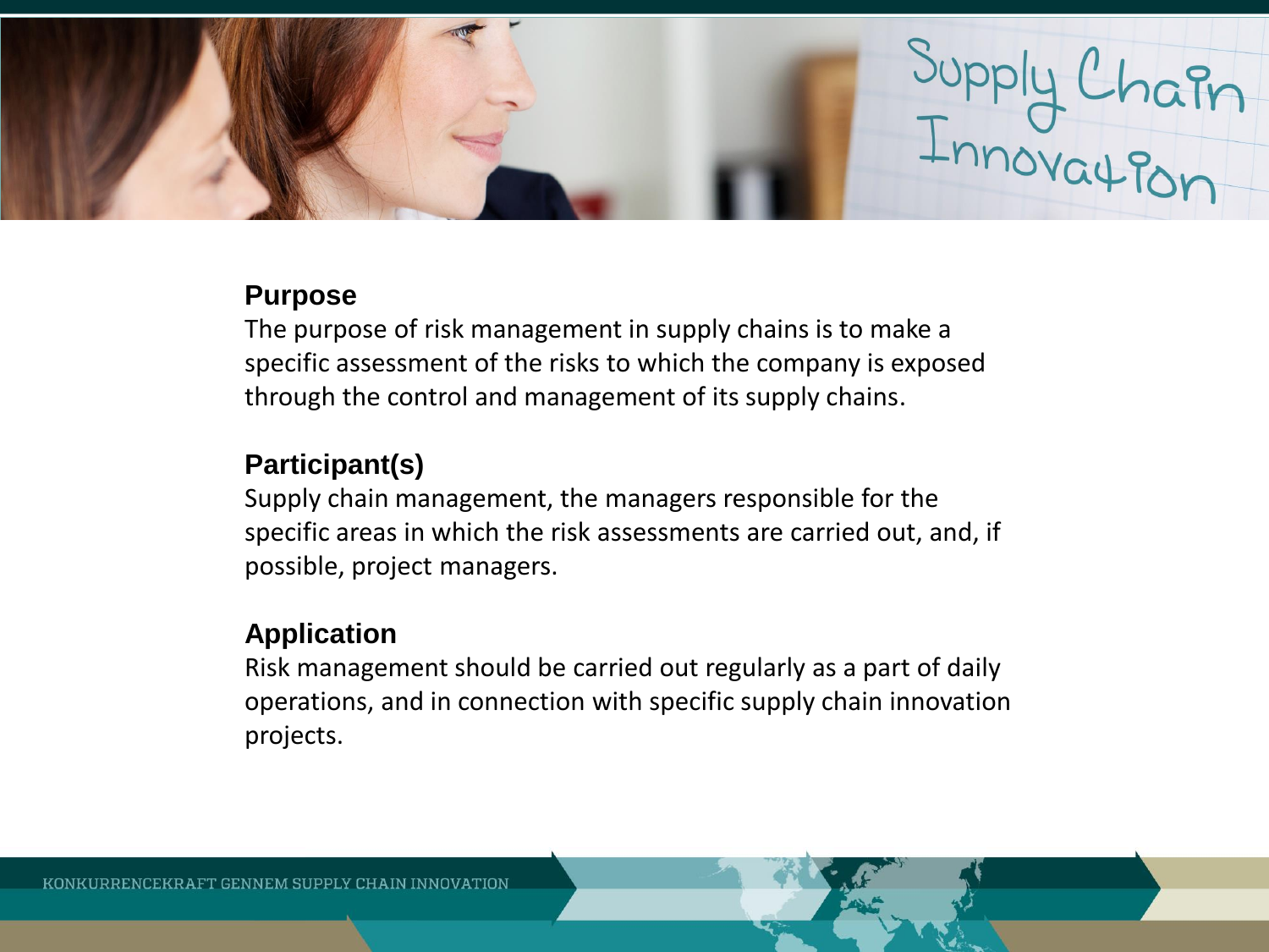## Purpose

The purpose of risk management in supply chains is to make a specific assessment of the risks to which the company is exposed through the control and management of its supply chains.

## Participant(s)

Supply chain management, the managers responsible for the specific areas in which the risk assessments are carried out, and, if possible, project managers.

## Application

Risk management should be carried out regularly as a part of daily operations, and in connection with specific supply chain innovation projects.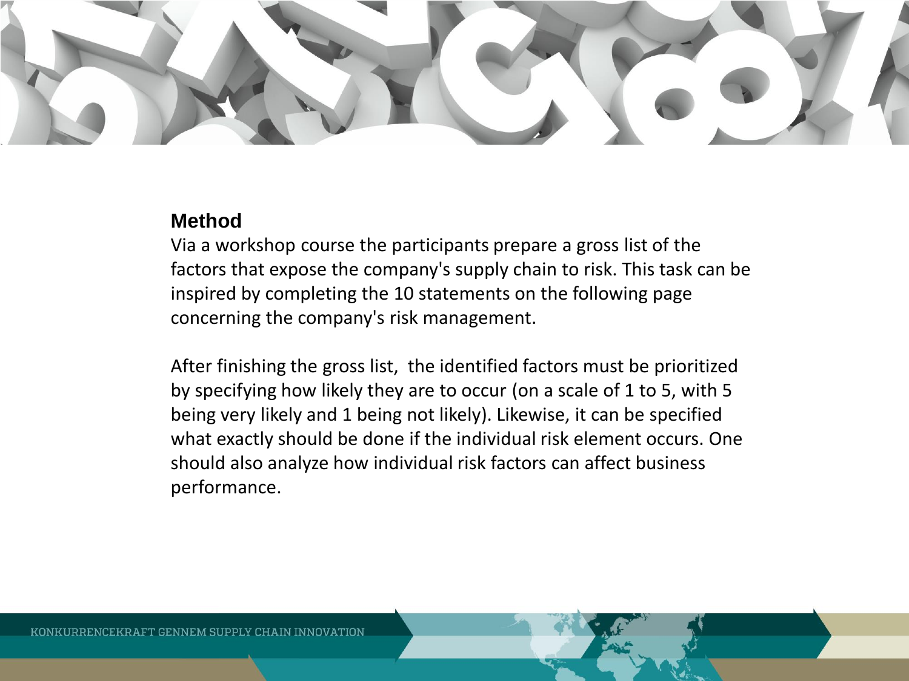**Method**

Via a workshop course the participants prepare a gross list of the factors that expose the company's supply chain to risk. This task can be inspired by completing the 10 statements on the following page concerning the company's risk management.

After finishing the gross list, the identified factors must be prioritized by specifying how likely they are to occur (on a scale of 1 to 5, with 5 being very likely and 1 being not likely). Likewise, it can be specified what exactly should be done if the individual risk element occurs. One should also analyze how individual risk factors can affect business performance.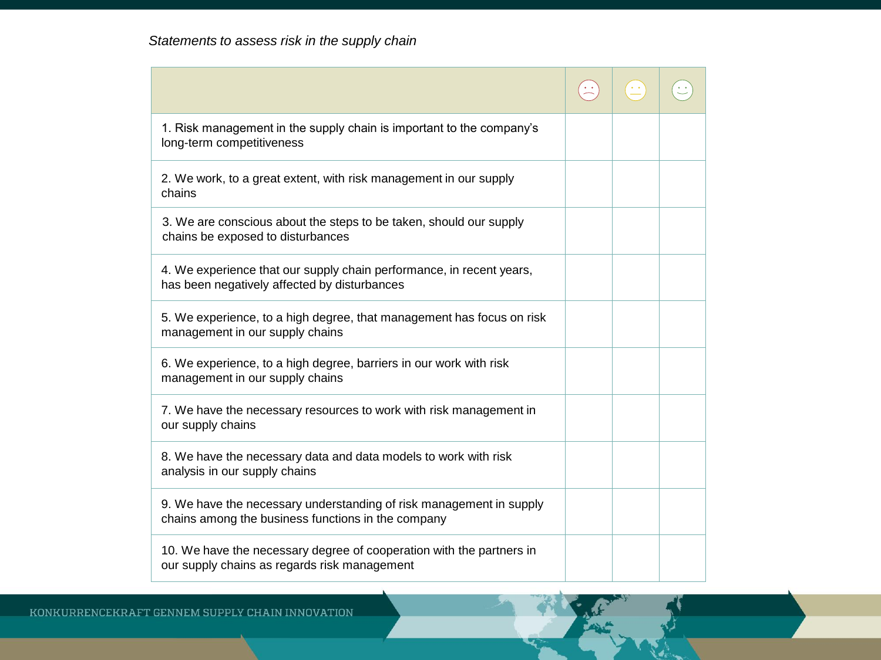*Statements to assess risk in the supply chain*

| | ☹ | 😐 | ☺ |
|---|---|---|---|
| 1. Risk management in the supply chain is important to the company's long-term competitiveness | | | |
| 2. We work, to a great extent, with risk management in our supply chains | | | |
| 3. We are conscious about the steps to be taken, should our supply chains be exposed to disturbances | | | |
| 4. We experience that our supply chain performance, in recent years, has been negatively affected by disturbances | | | |
| 5. We experience, to a high degree, that management has focus on risk management in our supply chains | | | |
| 6. We experience, to a high degree, barriers in our work with risk management in our supply chains | | | |
| 7. We have the necessary resources to work with risk management in our supply chains | | | |
| 8. We have the necessary data and data models to work with risk analysis in our supply chains | | | |
| 9. We have the necessary understanding of risk management in supply chains among the business functions in the company | | | |
| 10. We have the necessary degree of cooperation with the partners in our supply chains as regards risk management | | | |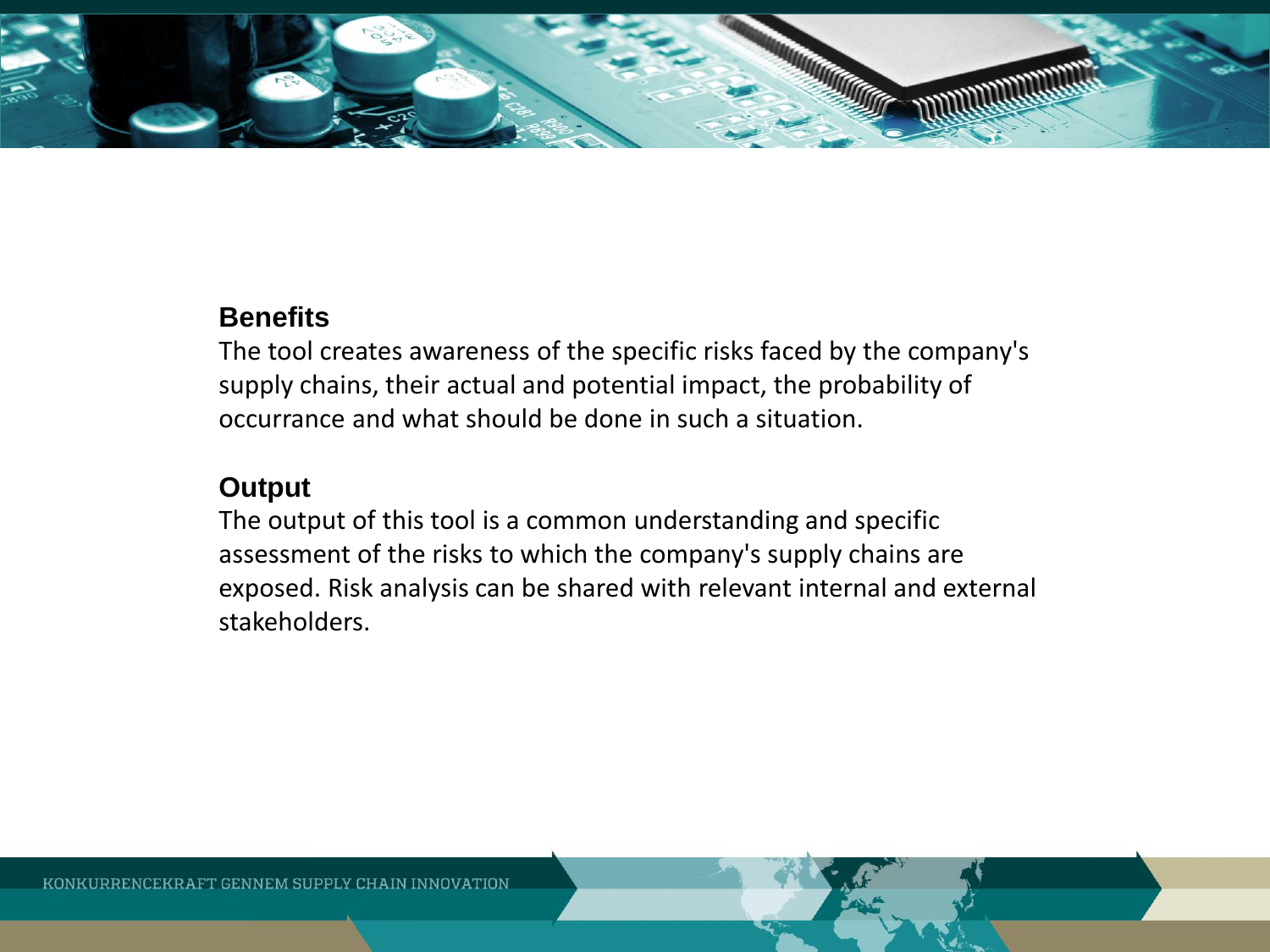## Benefits

The tool creates awareness of the specific risks faced by the company's supply chains, their actual and potential impact, the probability of occurrance and what should be done in such a situation.

## Output

The output of this tool is a common understanding and specific assessment of the risks to which the company's supply chains are exposed. Risk analysis can be shared with relevant internal and external stakeholders.